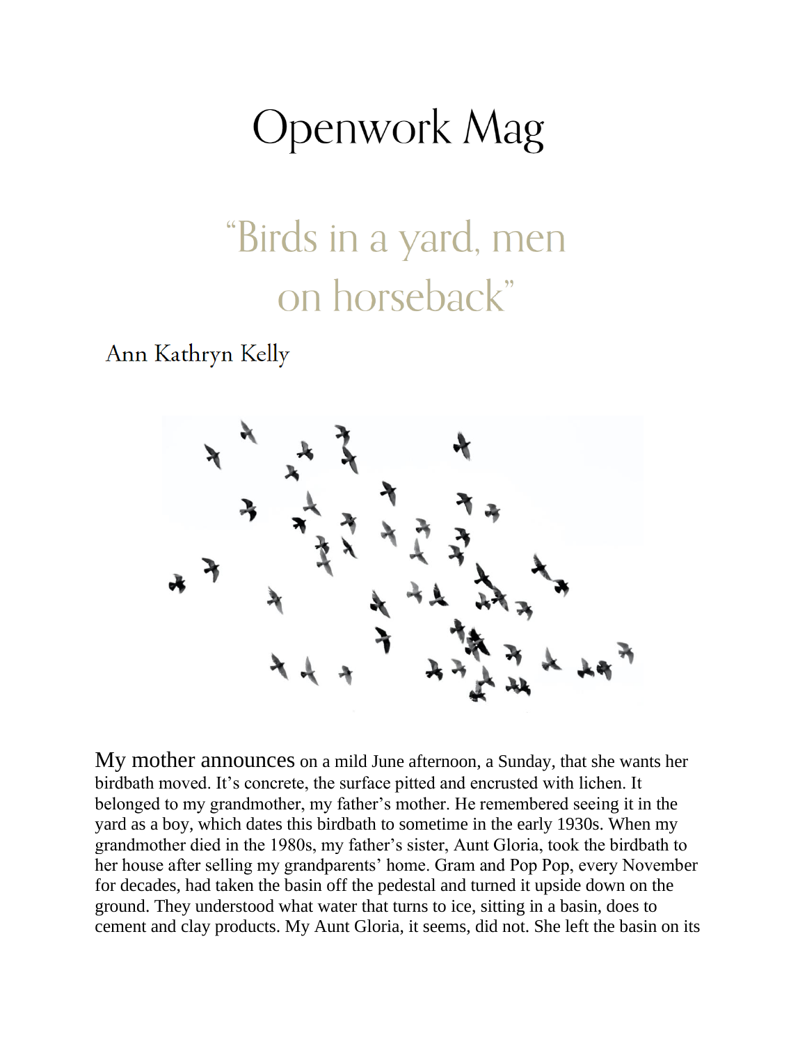# Openwork Mag

## "Birds in a yard, men on horseback"

Ann Kathryn Kelly

My mother announces on a mild June afternoon, a Sunday, that she wants her birdbath moved. It's concrete, the surface pitted and encrusted with lichen. It belonged to my grandmother, my father's mother. He remembered seeing it in the yard as a boy, which dates this birdbath to sometime in the early 1930s. When my grandmother died in the 1980s, my father's sister, Aunt Gloria, took the birdbath to her house after selling my grandparents' home. Gram and Pop Pop, every November for decades, had taken the basin off the pedestal and turned it upside down on the ground. They understood what water that turns to ice, sitting in a basin, does to cement and clay products. My Aunt Gloria, it seems, did not. She left the basin on its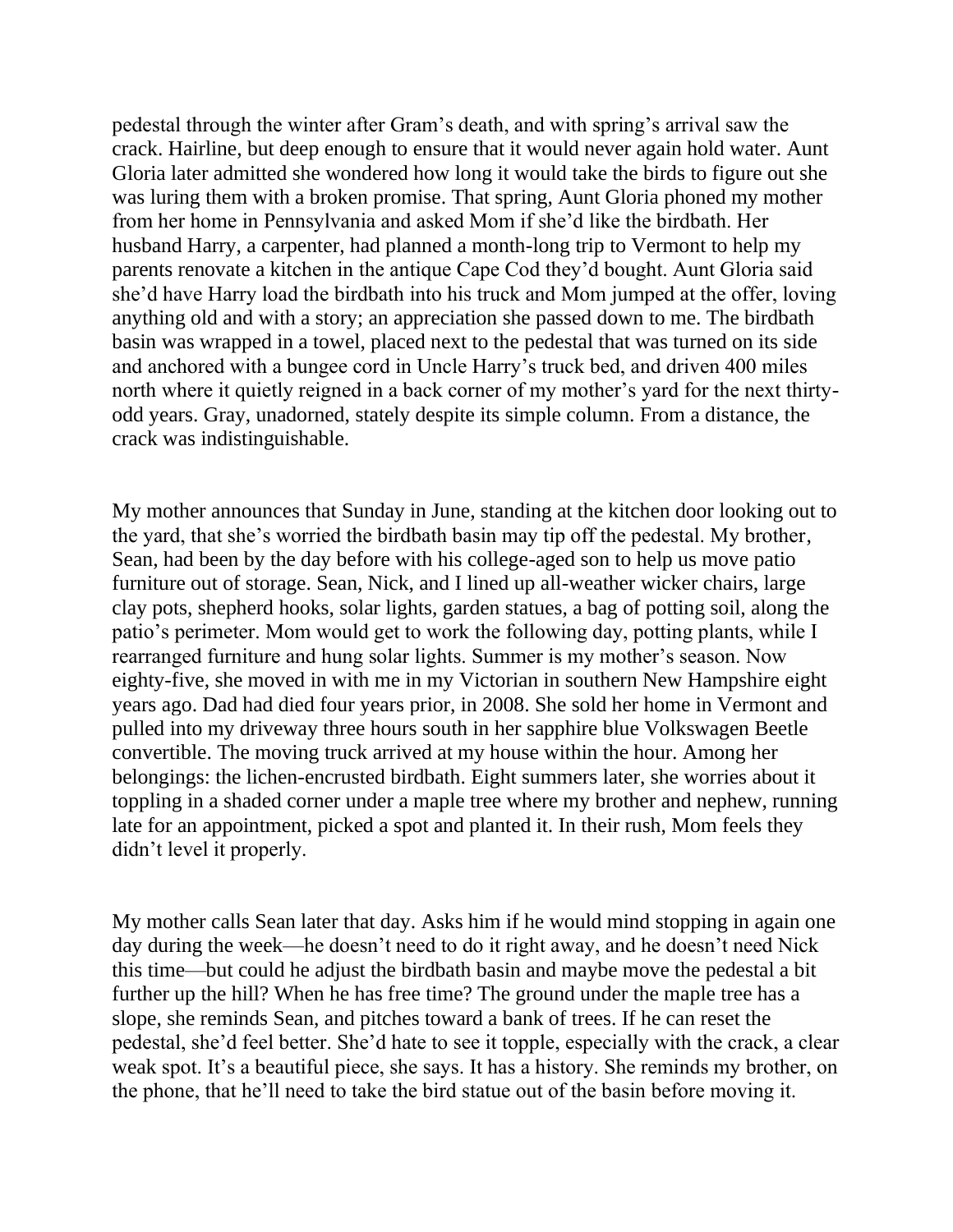pedestal through the winter after Gram's death, and with spring's arrival saw the crack. Hairline, but deep enough to ensure that it would never again hold water. Aunt Gloria later admitted she wondered how long it would take the birds to figure out she was luring them with a broken promise. That spring, Aunt Gloria phoned my mother from her home in Pennsylvania and asked Mom if she'd like the birdbath. Her husband Harry, a carpenter, had planned a month-long trip to Vermont to help my parents renovate a kitchen in the antique Cape Cod they'd bought. Aunt Gloria said she'd have Harry load the birdbath into his truck and Mom jumped at the offer, loving anything old and with a story; an appreciation she passed down to me. The birdbath basin was wrapped in a towel, placed next to the pedestal that was turned on its side and anchored with a bungee cord in Uncle Harry's truck bed, and driven 400 miles north where it quietly reigned in a back corner of my mother's yard for the next thirty-odd years. Gray, unadorned, stately despite its simple column. From a distance, the crack was indistinguishable.

My mother announces that Sunday in June, standing at the kitchen door looking out to the yard, that she's worried the birdbath basin may tip off the pedestal. My brother, Sean, had been by the day before with his college-aged son to help us move patio furniture out of storage. Sean, Nick, and I lined up all-weather wicker chairs, large clay pots, shepherd hooks, solar lights, garden statues, a bag of potting soil, along the patio's perimeter. Mom would get to work the following day, potting plants, while I rearranged furniture and hung solar lights. Summer is my mother's season. Now eighty-five, she moved in with me in my Victorian in southern New Hampshire eight years ago. Dad had died four years prior, in 2008. She sold her home in Vermont and pulled into my driveway three hours south in her sapphire blue Volkswagen Beetle convertible. The moving truck arrived at my house within the hour. Among her belongings: the lichen-encrusted birdbath. Eight summers later, she worries about it toppling in a shaded corner under a maple tree where my brother and nephew, running late for an appointment, picked a spot and planted it. In their rush, Mom feels they didn't level it properly.

My mother calls Sean later that day. Asks him if he would mind stopping in again one day during the week—he doesn't need to do it right away, and he doesn't need Nick this time—but could he adjust the birdbath basin and maybe move the pedestal a bit further up the hill? When he has free time? The ground under the maple tree has a slope, she reminds Sean, and pitches toward a bank of trees. If he can reset the pedestal, she'd feel better. She'd hate to see it topple, especially with the crack, a clear weak spot. It's a beautiful piece, she says. It has a history. She reminds my brother, on the phone, that he'll need to take the bird statue out of the basin before moving it.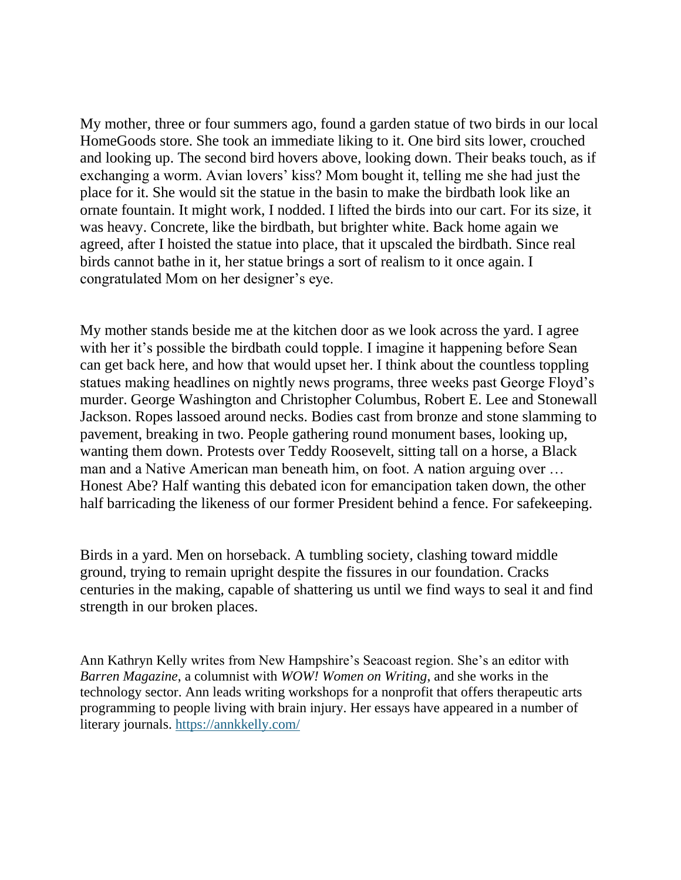My mother, three or four summers ago, found a garden statue of two birds in our local HomeGoods store. She took an immediate liking to it. One bird sits lower, crouched and looking up. The second bird hovers above, looking down. Their beaks touch, as if exchanging a worm. Avian lovers' kiss? Mom bought it, telling me she had just the place for it. She would sit the statue in the basin to make the birdbath look like an ornate fountain. It might work, I nodded. I lifted the birds into our cart. For its size, it was heavy. Concrete, like the birdbath, but brighter white. Back home again we agreed, after I hoisted the statue into place, that it upscaled the birdbath. Since real birds cannot bathe in it, her statue brings a sort of realism to it once again. I congratulated Mom on her designer's eye.

My mother stands beside me at the kitchen door as we look across the yard. I agree with her it's possible the birdbath could topple. I imagine it happening before Sean can get back here, and how that would upset her. I think about the countless toppling statues making headlines on nightly news programs, three weeks past George Floyd's murder. George Washington and Christopher Columbus, Robert E. Lee and Stonewall Jackson. Ropes lassoed around necks. Bodies cast from bronze and stone slamming to pavement, breaking in two. People gathering round monument bases, looking up, wanting them down. Protests over Teddy Roosevelt, sitting tall on a horse, a Black man and a Native American man beneath him, on foot. A nation arguing over … Honest Abe? Half wanting this debated icon for emancipation taken down, the other half barricading the likeness of our former President behind a fence. For safekeeping.

Birds in a yard. Men on horseback. A tumbling society, clashing toward middle ground, trying to remain upright despite the fissures in our foundation. Cracks centuries in the making, capable of shattering us until we find ways to seal it and find strength in our broken places.

Ann Kathryn Kelly writes from New Hampshire's Seacoast region. She's an editor with *Barren Magazine*, a columnist with *WOW! Women on Writing*, and she works in the technology sector. Ann leads writing workshops for a nonprofit that offers therapeutic arts programming to people living with brain injury. Her essays have appeared in a number of literary journals. https://annkkelly.com/